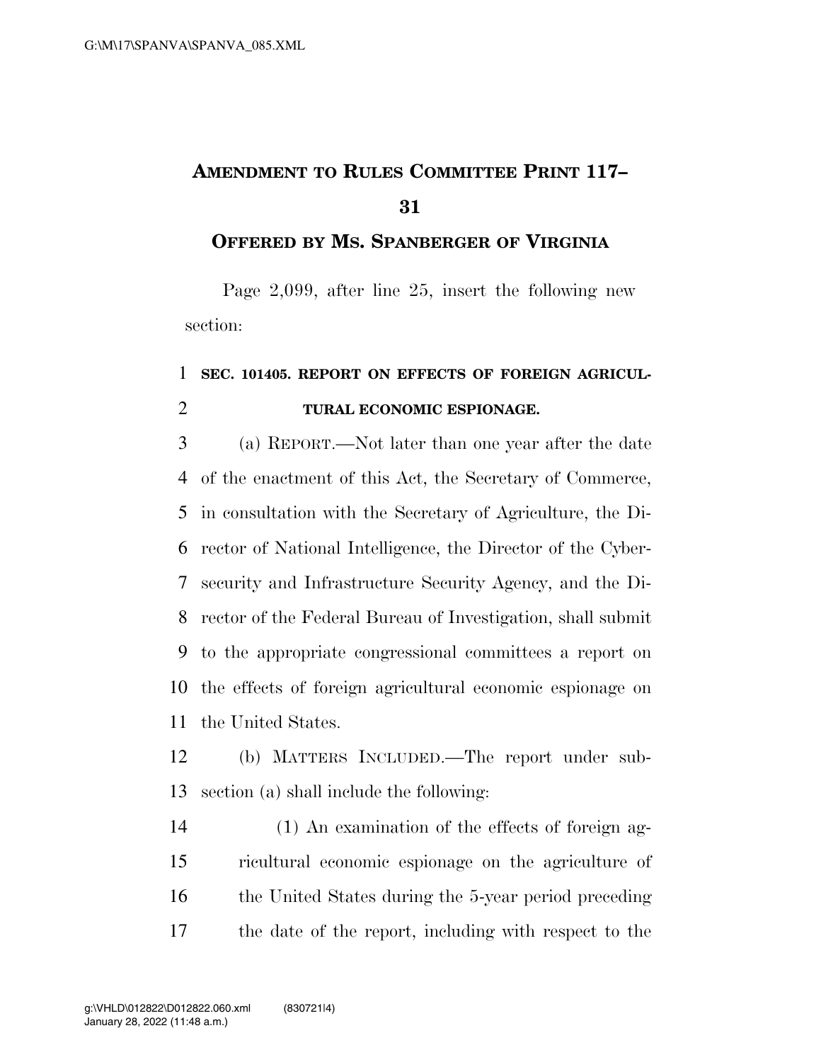# AMENDMENT TO RULES COMMITTEE PRINT 117–31

## OFFERED BY MS. SPANBERGER OF VIRGINIA

Page 2,099, after line 25, insert the following new section:

**SEC. 101405. REPORT ON EFFECTS OF FOREIGN AGRICULTURAL ECONOMIC ESPIONAGE.**

(a) REPORT.—Not later than one year after the date of the enactment of this Act, the Secretary of Commerce, in consultation with the Secretary of Agriculture, the Director of National Intelligence, the Director of the Cybersecurity and Infrastructure Security Agency, and the Director of the Federal Bureau of Investigation, shall submit to the appropriate congressional committees a report on the effects of foreign agricultural economic espionage on the United States.

(b) MATTERS INCLUDED.—The report under subsection (a) shall include the following:

(1) An examination of the effects of foreign agricultural economic espionage on the agriculture of the United States during the 5-year period preceding the date of the report, including with respect to the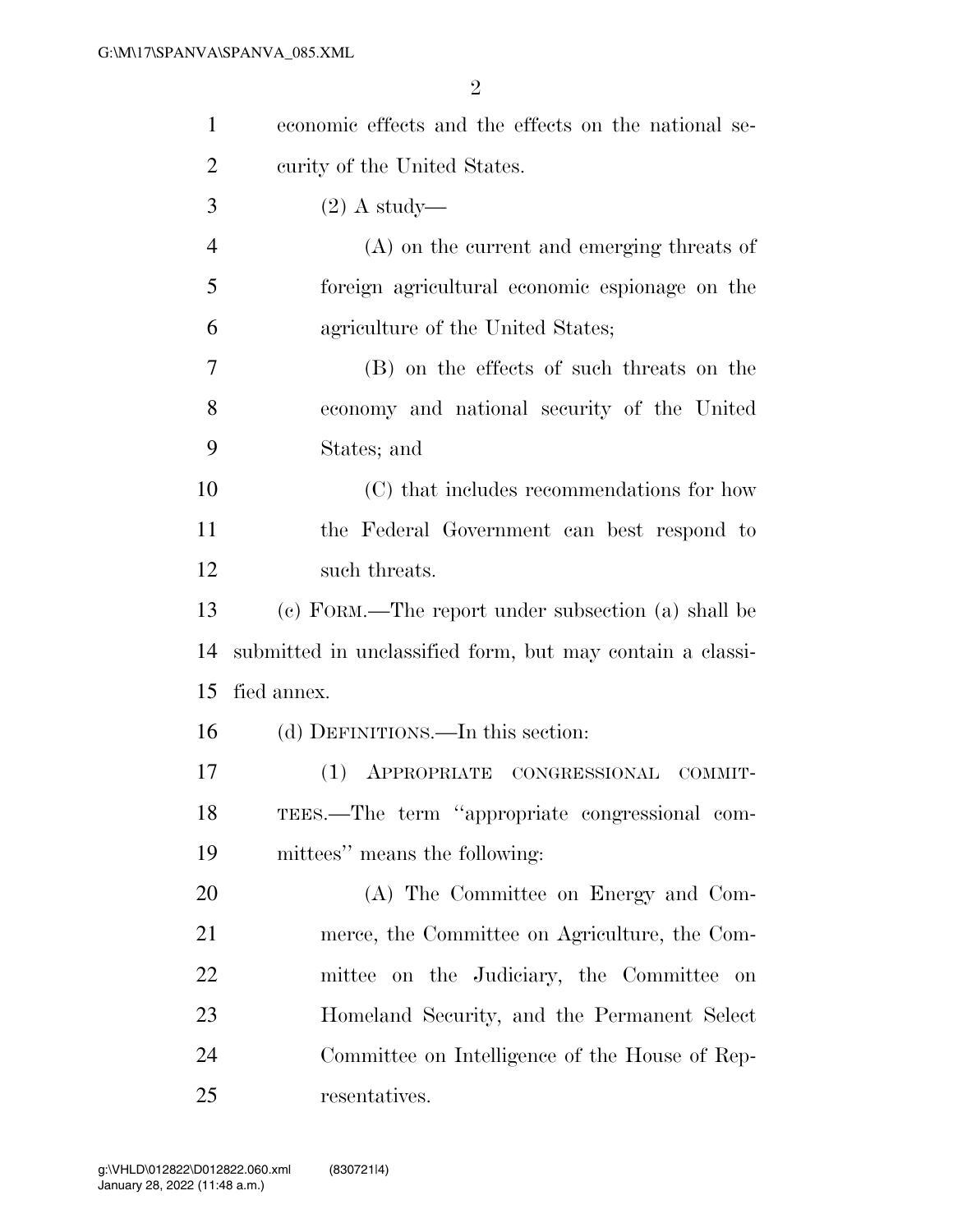economic effects and the effects on the national security of the United States.

(2) A study—

(A) on the current and emerging threats of foreign agricultural economic espionage on the agriculture of the United States;

(B) on the effects of such threats on the economy and national security of the United States; and

(C) that includes recommendations for how the Federal Government can best respond to such threats.

(c) FORM.—The report under subsection (a) shall be submitted in unclassified form, but may contain a classified annex.

(d) DEFINITIONS.—In this section:

(1) APPROPRIATE CONGRESSIONAL COMMITTEES.—The term "appropriate congressional committees" means the following:

(A) The Committee on Energy and Commerce, the Committee on Agriculture, the Committee on the Judiciary, the Committee on Homeland Security, and the Permanent Select Committee on Intelligence of the House of Representatives.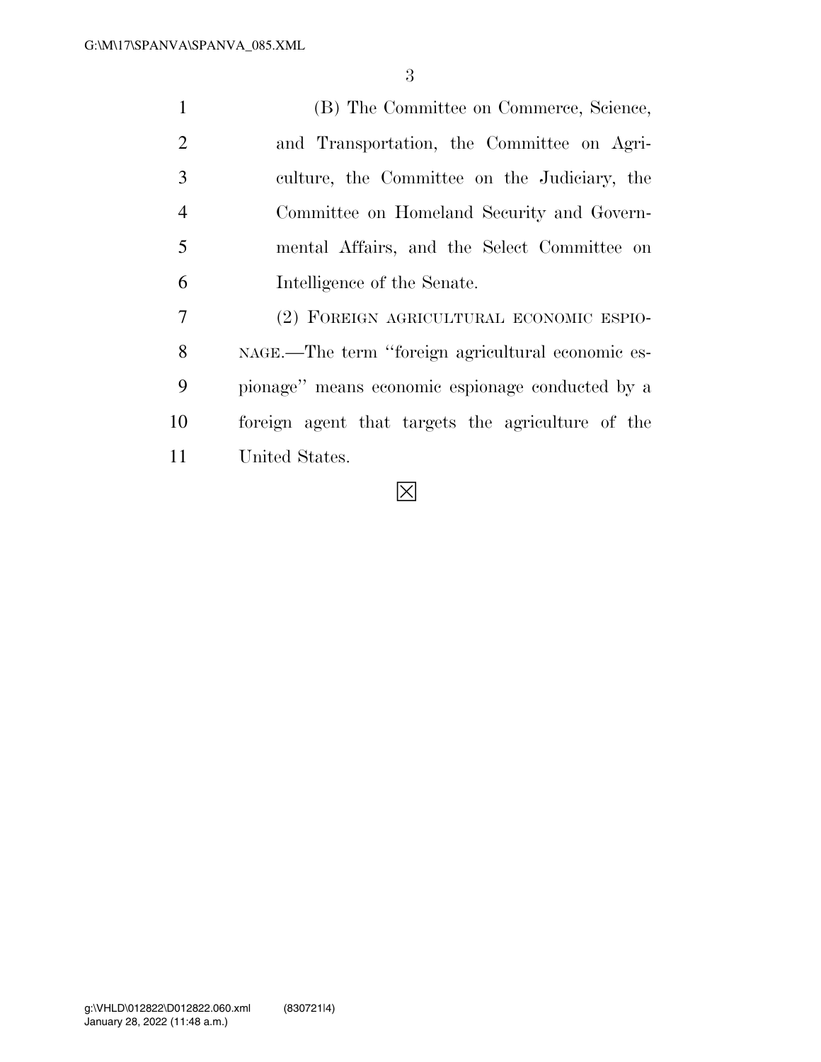(B) The Committee on Commerce, Science, and Transportation, the Committee on Agriculture, the Committee on the Judiciary, the Committee on Homeland Security and Governmental Affairs, and the Select Committee on Intelligence of the Senate.

(2) FOREIGN AGRICULTURAL ECONOMIC ESPIONAGE.—The term ''foreign agricultural economic espionage'' means economic espionage conducted by a foreign agent that targets the agriculture of the United States.

☒